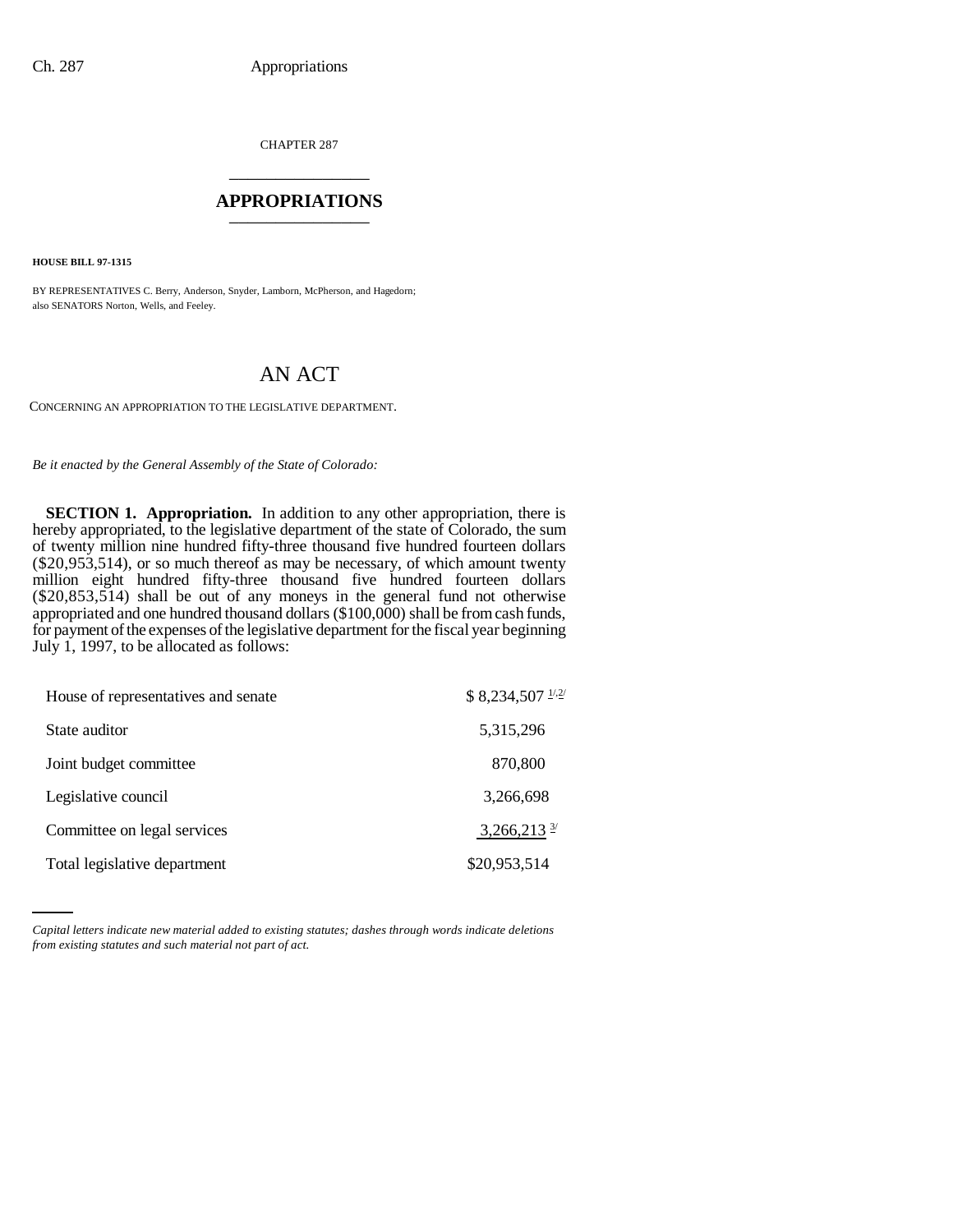CHAPTER 287

## APPROPRIATIONS

**HOUSE BILL 97-1315**

BY REPRESENTATIVES C. Berry, Anderson, Snyder, Lamborn, McPherson, and Hagedorn; also SENATORS Norton, Wells, and Feeley.

# AN ACT

CONCERNING AN APPROPRIATION TO THE LEGISLATIVE DEPARTMENT.

*Be it enacted by the General Assembly of the State of Colorado:*

**SECTION 1. Appropriation.** In addition to any other appropriation, there is hereby appropriated, to the legislative department of the state of Colorado, the sum of twenty million nine hundred fifty-three thousand five hundred fourteen dollars ($20,953,514), or so much thereof as may be necessary, of which amount twenty million eight hundred fifty-three thousand five hundred fourteen dollars ($20,853,514) shall be out of any moneys in the general fund not otherwise appropriated and one hundred thousand dollars ($100,000) shall be from cash funds, for payment of the expenses of the legislative department for the fiscal year beginning July 1, 1997, to be allocated as follows:

| | |
|---|---|
| House of representatives and senate | $ 8,234,507 [1/,2/] |
| State auditor | 5,315,296 |
| Joint budget committee | 870,800 |
| Legislative council | 3,266,698 |
| Committee on legal services | 3,266,213 [3/] |
| Total legislative department | $20,953,514 |

*Capital letters indicate new material added to existing statutes; dashes through words indicate deletions from existing statutes and such material not part of act.*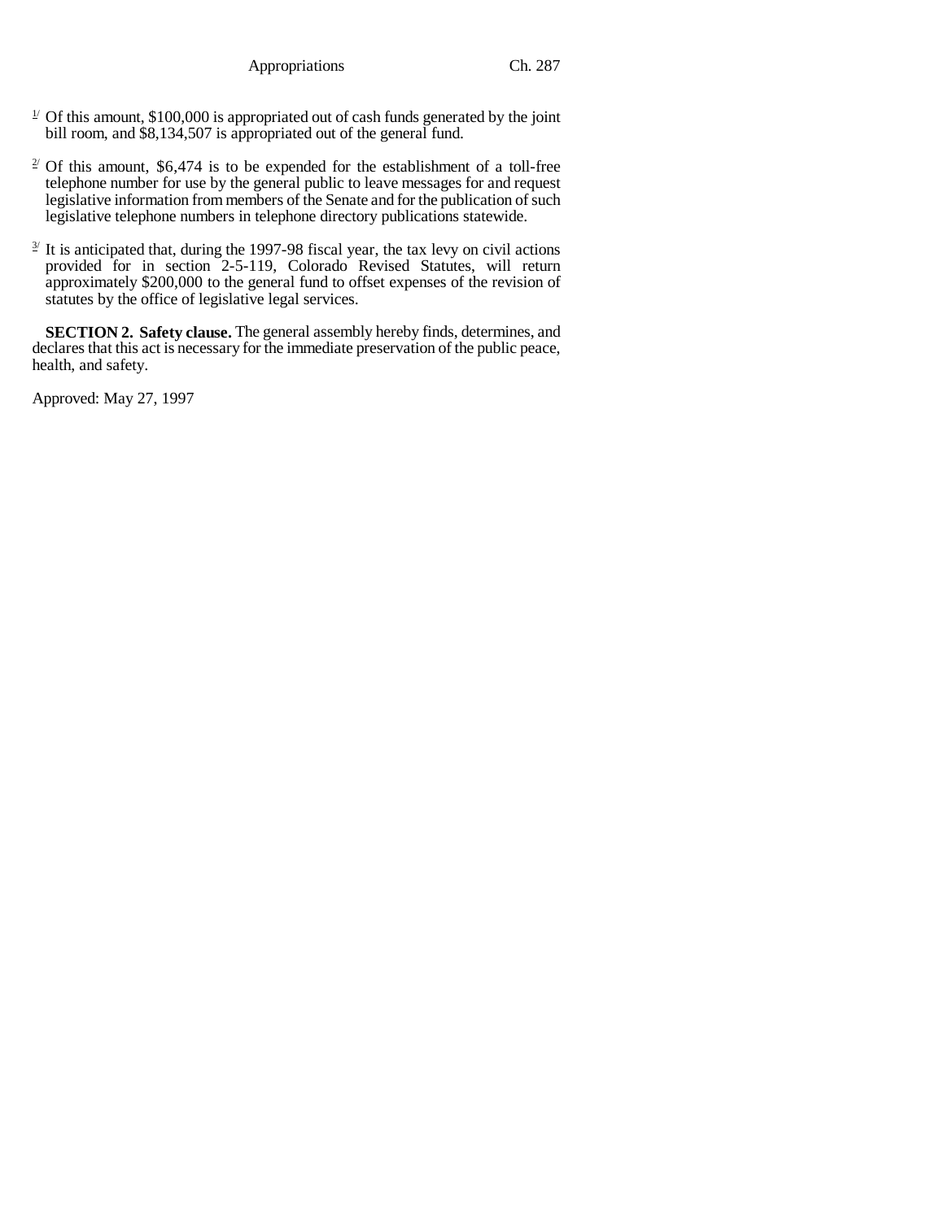[1] Of this amount, $100,000 is appropriated out of cash funds generated by the joint bill room, and $8,134,507 is appropriated out of the general fund.

[2] Of this amount, $6,474 is to be expended for the establishment of a toll-free telephone number for use by the general public to leave messages for and request legislative information from members of the Senate and for the publication of such legislative telephone numbers in telephone directory publications statewide.

[3] It is anticipated that, during the 1997-98 fiscal year, the tax levy on civil actions provided for in section 2-5-119, Colorado Revised Statutes, will return approximately $200,000 to the general fund to offset expenses of the revision of statutes by the office of legislative legal services.

**SECTION 2. Safety clause.** The general assembly hereby finds, determines, and declares that this act is necessary for the immediate preservation of the public peace, health, and safety.

Approved: May 27, 1997